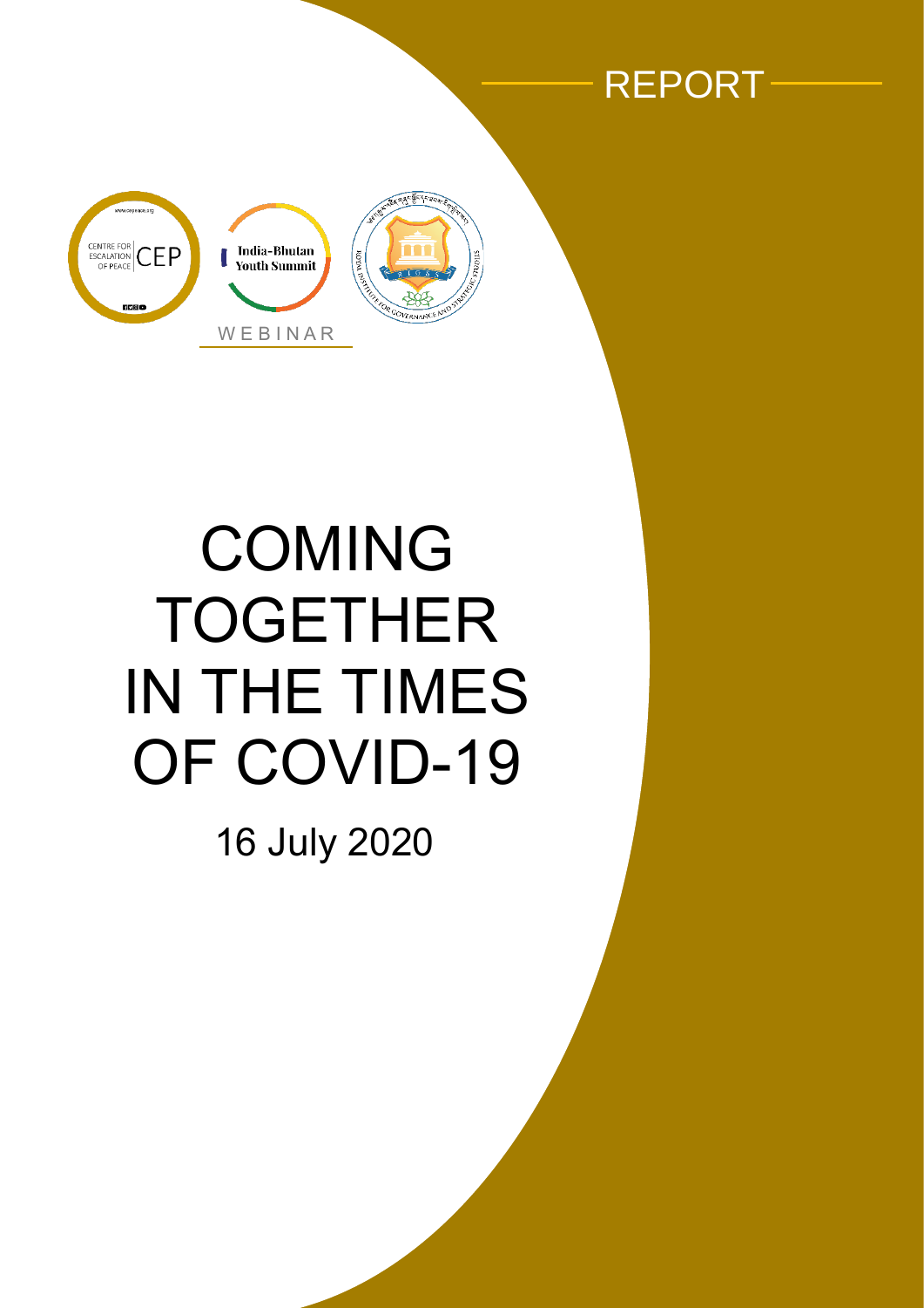REPORT

CENTRE FOR ESCALATION OF PEACE | CEP

India-Bhutan Youth Summit

WEBINAR

# COMING TOGETHER IN THE TIMES OF COVID-19

16 July 2020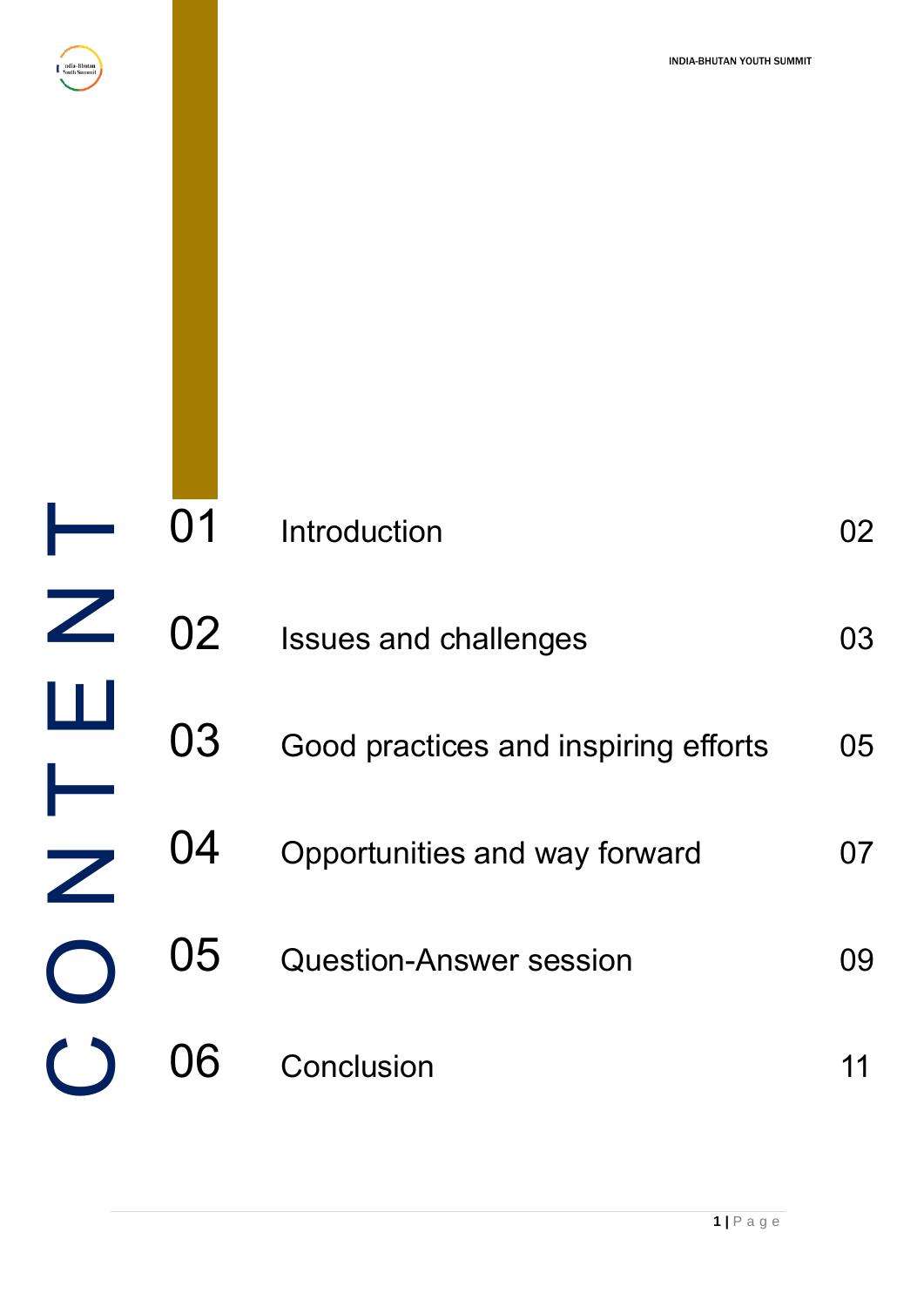# CONTENT

| | | |
|---|---|---|
| 01 | Introduction | 02 |
| 02 | Issues and challenges | 03 |
| 03 | Good practices and inspiring efforts | 05 |
| 04 | Opportunities and way forward | 07 |
| 05 | Question-Answer session | 09 |
| 06 | Conclusion | 11 |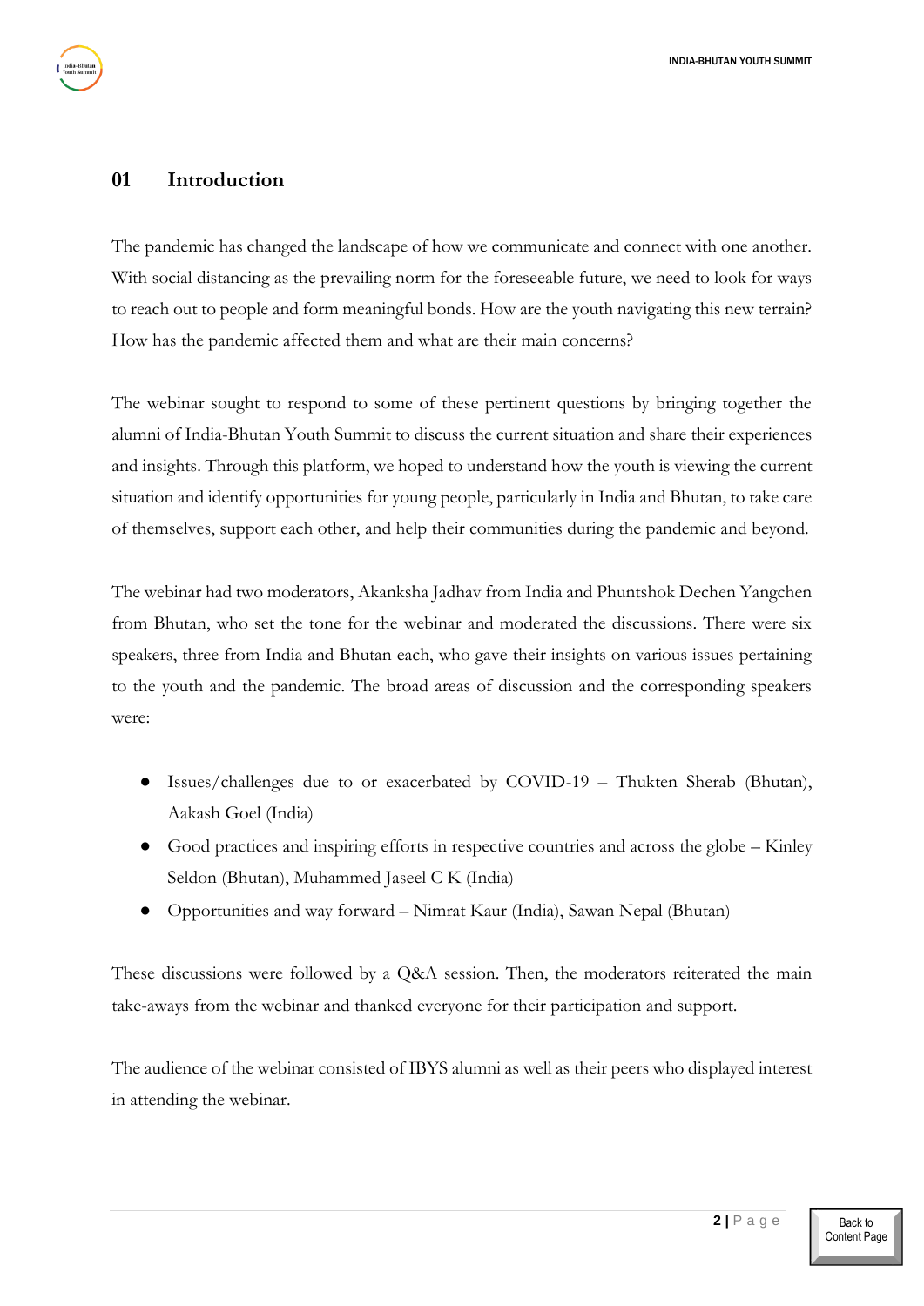## 01 Introduction

The pandemic has changed the landscape of how we communicate and connect with one another. With social distancing as the prevailing norm for the foreseeable future, we need to look for ways to reach out to people and form meaningful bonds. How are the youth navigating this new terrain? How has the pandemic affected them and what are their main concerns?

The webinar sought to respond to some of these pertinent questions by bringing together the alumni of India-Bhutan Youth Summit to discuss the current situation and share their experiences and insights. Through this platform, we hoped to understand how the youth is viewing the current situation and identify opportunities for young people, particularly in India and Bhutan, to take care of themselves, support each other, and help their communities during the pandemic and beyond.

The webinar had two moderators, Akanksha Jadhav from India and Phuntshok Dechen Yangchen from Bhutan, who set the tone for the webinar and moderated the discussions. There were six speakers, three from India and Bhutan each, who gave their insights on various issues pertaining to the youth and the pandemic. The broad areas of discussion and the corresponding speakers were:

- Issues/challenges due to or exacerbated by COVID-19 – Thukten Sherab (Bhutan), Aakash Goel (India)
- Good practices and inspiring efforts in respective countries and across the globe – Kinley Seldon (Bhutan), Muhammed Jaseel C K (India)
- Opportunities and way forward – Nimrat Kaur (India), Sawan Nepal (Bhutan)

These discussions were followed by a Q&A session. Then, the moderators reiterated the main take-aways from the webinar and thanked everyone for their participation and support.

The audience of the webinar consisted of IBYS alumni as well as their peers who displayed interest in attending the webinar.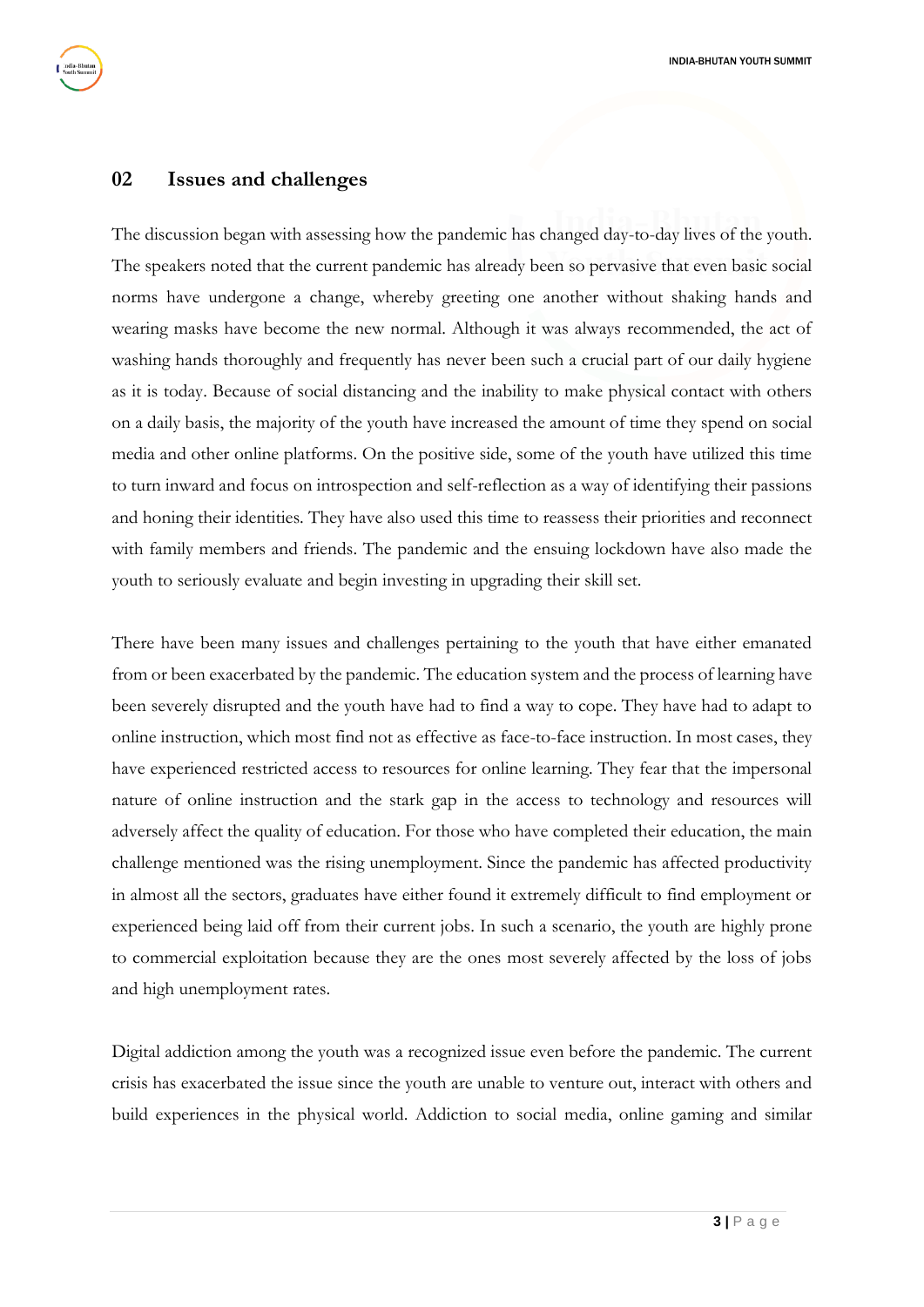## 02 Issues and challenges

The discussion began with assessing how the pandemic has changed day-to-day lives of the youth. The speakers noted that the current pandemic has already been so pervasive that even basic social norms have undergone a change, whereby greeting one another without shaking hands and wearing masks have become the new normal. Although it was always recommended, the act of washing hands thoroughly and frequently has never been such a crucial part of our daily hygiene as it is today. Because of social distancing and the inability to make physical contact with others on a daily basis, the majority of the youth have increased the amount of time they spend on social media and other online platforms. On the positive side, some of the youth have utilized this time to turn inward and focus on introspection and self-reflection as a way of identifying their passions and honing their identities. They have also used this time to reassess their priorities and reconnect with family members and friends. The pandemic and the ensuing lockdown have also made the youth to seriously evaluate and begin investing in upgrading their skill set.

There have been many issues and challenges pertaining to the youth that have either emanated from or been exacerbated by the pandemic. The education system and the process of learning have been severely disrupted and the youth have had to find a way to cope. They have had to adapt to online instruction, which most find not as effective as face-to-face instruction. In most cases, they have experienced restricted access to resources for online learning. They fear that the impersonal nature of online instruction and the stark gap in the access to technology and resources will adversely affect the quality of education. For those who have completed their education, the main challenge mentioned was the rising unemployment. Since the pandemic has affected productivity in almost all the sectors, graduates have either found it extremely difficult to find employment or experienced being laid off from their current jobs. In such a scenario, the youth are highly prone to commercial exploitation because they are the ones most severely affected by the loss of jobs and high unemployment rates.

Digital addiction among the youth was a recognized issue even before the pandemic. The current crisis has exacerbated the issue since the youth are unable to venture out, interact with others and build experiences in the physical world. Addiction to social media, online gaming and similar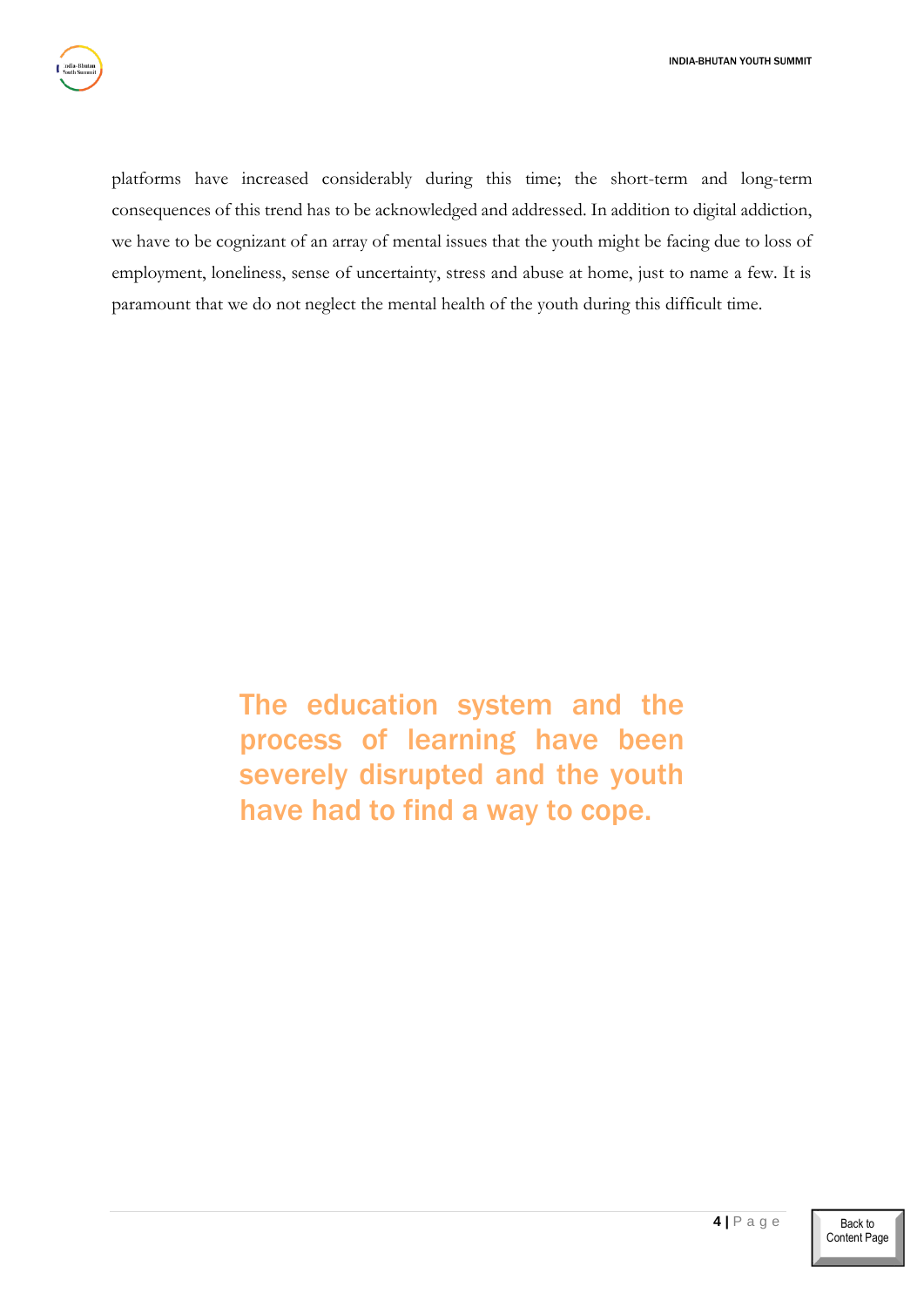platforms have increased considerably during this time; the short-term and long-term consequences of this trend has to be acknowledged and addressed. In addition to digital addiction, we have to be cognizant of an array of mental issues that the youth might be facing due to loss of employment, loneliness, sense of uncertainty, stress and abuse at home, just to name a few. It is paramount that we do not neglect the mental health of the youth during this difficult time.

> **The education system and the process of learning have been severely disrupted and the youth have had to find a way to cope.**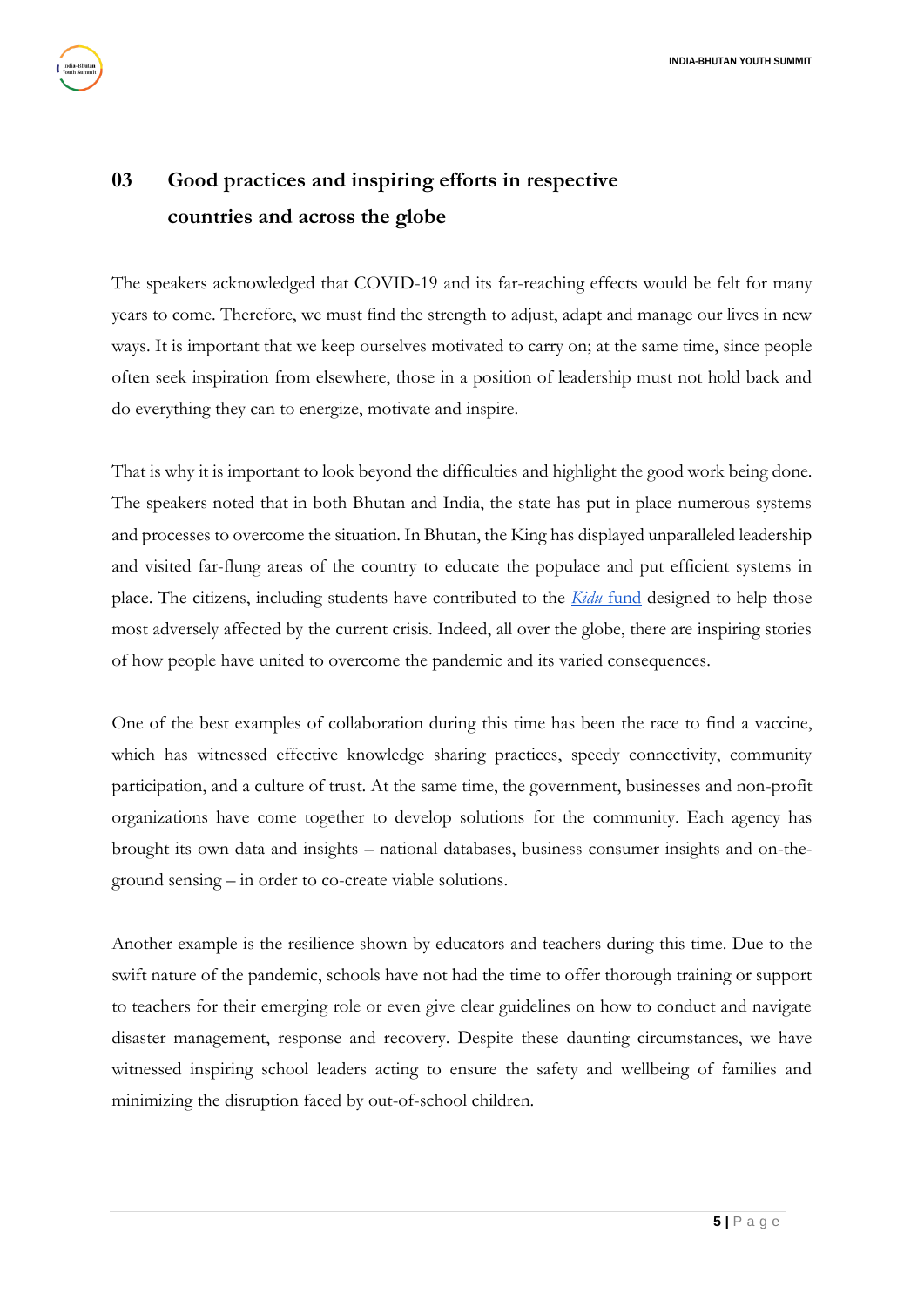## 03 Good practices and inspiring efforts in respective countries and across the globe

The speakers acknowledged that COVID-19 and its far-reaching effects would be felt for many years to come. Therefore, we must find the strength to adjust, adapt and manage our lives in new ways. It is important that we keep ourselves motivated to carry on; at the same time, since people often seek inspiration from elsewhere, those in a position of leadership must not hold back and do everything they can to energize, motivate and inspire.

That is why it is important to look beyond the difficulties and highlight the good work being done. The speakers noted that in both Bhutan and India, the state has put in place numerous systems and processes to overcome the situation. In Bhutan, the King has displayed unparalleled leadership and visited far-flung areas of the country to educate the populace and put efficient systems in place. The citizens, including students have contributed to the *Kidu* fund designed to help those most adversely affected by the current crisis. Indeed, all over the globe, there are inspiring stories of how people have united to overcome the pandemic and its varied consequences.

One of the best examples of collaboration during this time has been the race to find a vaccine, which has witnessed effective knowledge sharing practices, speedy connectivity, community participation, and a culture of trust. At the same time, the government, businesses and non-profit organizations have come together to develop solutions for the community. Each agency has brought its own data and insights – national databases, business consumer insights and on-the-ground sensing – in order to co-create viable solutions.

Another example is the resilience shown by educators and teachers during this time. Due to the swift nature of the pandemic, schools have not had the time to offer thorough training or support to teachers for their emerging role or even give clear guidelines on how to conduct and navigate disaster management, response and recovery. Despite these daunting circumstances, we have witnessed inspiring school leaders acting to ensure the safety and wellbeing of families and minimizing the disruption faced by out-of-school children.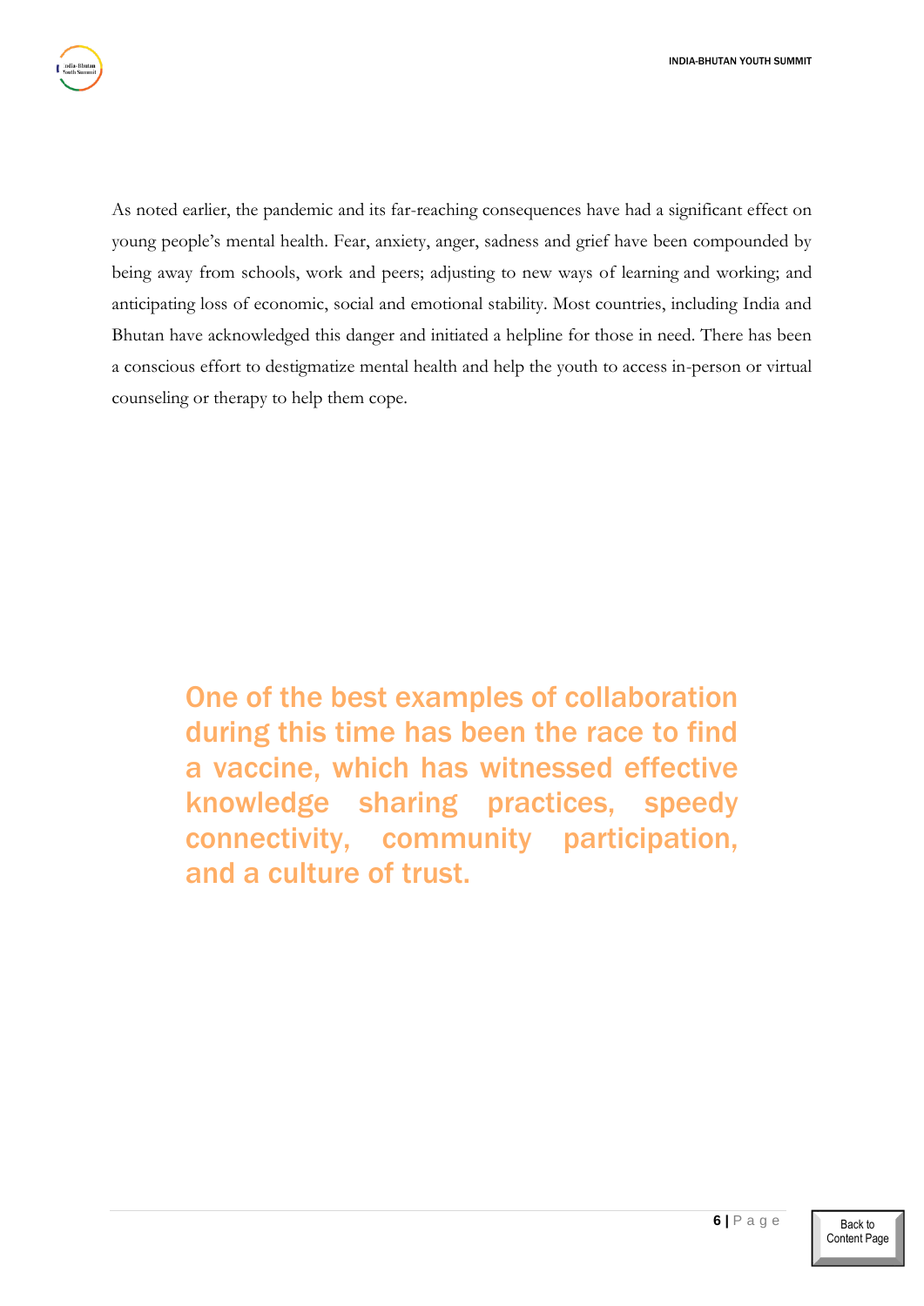As noted earlier, the pandemic and its far-reaching consequences have had a significant effect on young people's mental health. Fear, anxiety, anger, sadness and grief have been compounded by being away from schools, work and peers; adjusting to new ways of learning and working; and anticipating loss of economic, social and emotional stability. Most countries, including India and Bhutan have acknowledged this danger and initiated a helpline for those in need. There has been a conscious effort to destigmatize mental health and help the youth to access in-person or virtual counseling or therapy to help them cope.

**One of the best examples of collaboration during this time has been the race to find a vaccine, which has witnessed effective knowledge sharing practices, speedy connectivity, community participation, and a culture of trust.**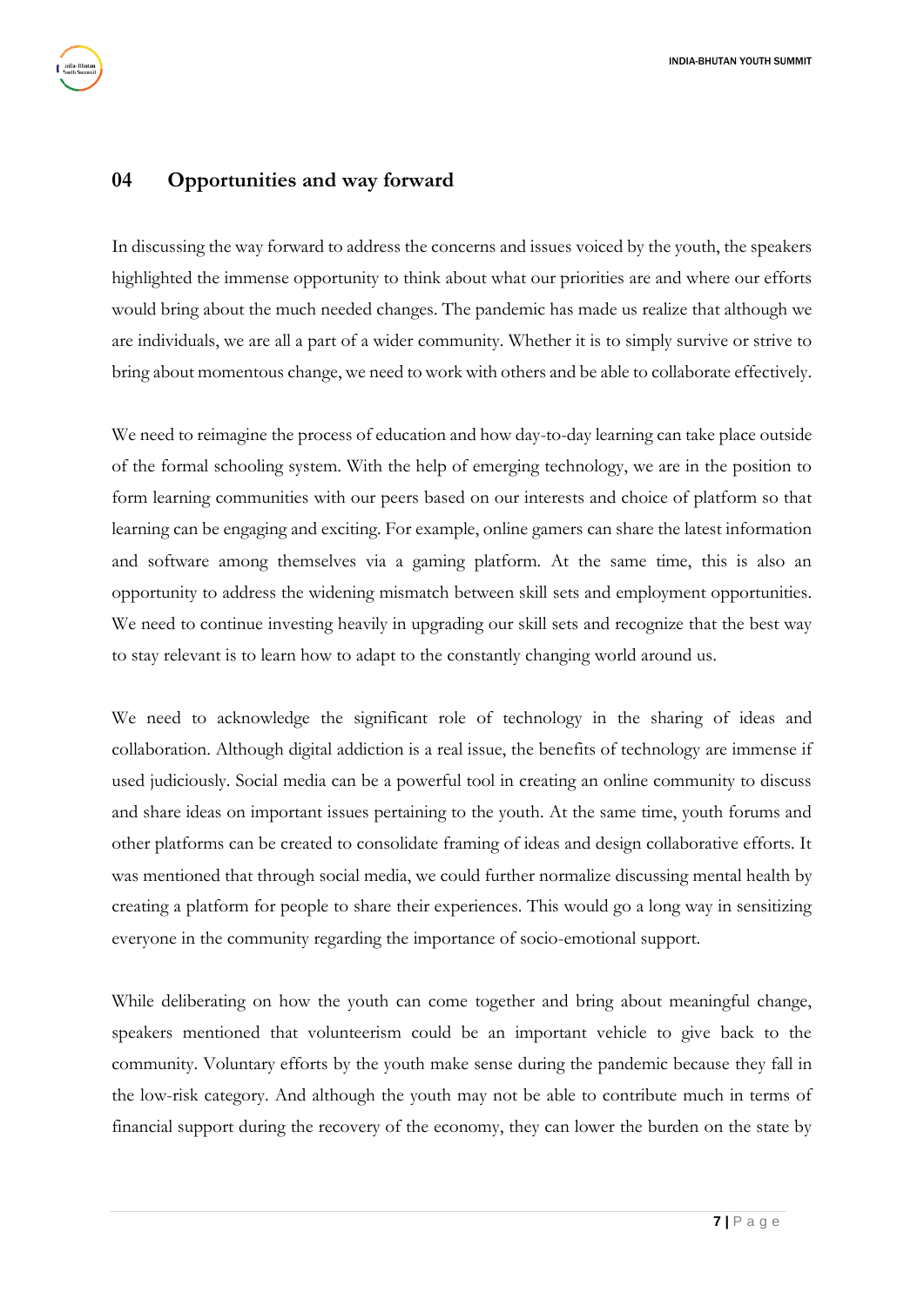## 04 Opportunities and way forward

In discussing the way forward to address the concerns and issues voiced by the youth, the speakers highlighted the immense opportunity to think about what our priorities are and where our efforts would bring about the much needed changes. The pandemic has made us realize that although we are individuals, we are all a part of a wider community. Whether it is to simply survive or strive to bring about momentous change, we need to work with others and be able to collaborate effectively.

We need to reimagine the process of education and how day-to-day learning can take place outside of the formal schooling system. With the help of emerging technology, we are in the position to form learning communities with our peers based on our interests and choice of platform so that learning can be engaging and exciting. For example, online gamers can share the latest information and software among themselves via a gaming platform. At the same time, this is also an opportunity to address the widening mismatch between skill sets and employment opportunities. We need to continue investing heavily in upgrading our skill sets and recognize that the best way to stay relevant is to learn how to adapt to the constantly changing world around us.

We need to acknowledge the significant role of technology in the sharing of ideas and collaboration. Although digital addiction is a real issue, the benefits of technology are immense if used judiciously. Social media can be a powerful tool in creating an online community to discuss and share ideas on important issues pertaining to the youth. At the same time, youth forums and other platforms can be created to consolidate framing of ideas and design collaborative efforts. It was mentioned that through social media, we could further normalize discussing mental health by creating a platform for people to share their experiences. This would go a long way in sensitizing everyone in the community regarding the importance of socio-emotional support.

While deliberating on how the youth can come together and bring about meaningful change, speakers mentioned that volunteerism could be an important vehicle to give back to the community. Voluntary efforts by the youth make sense during the pandemic because they fall in the low-risk category. And although the youth may not be able to contribute much in terms of financial support during the recovery of the economy, they can lower the burden on the state by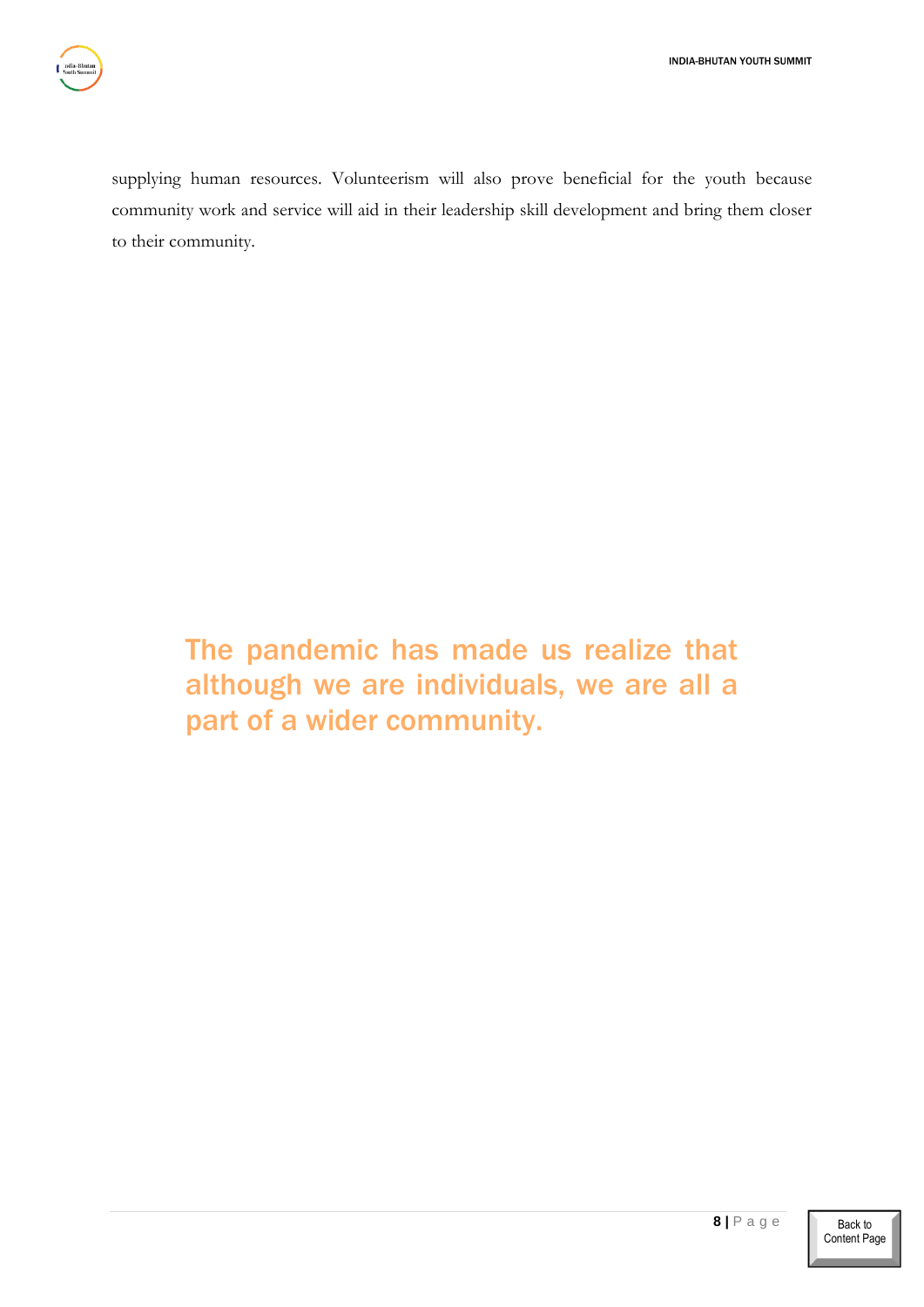supplying human resources. Volunteerism will also prove beneficial for the youth because community work and service will aid in their leadership skill development and bring them closer to their community.

> **The pandemic has made us realize that although we are individuals, we are all a part of a wider community.**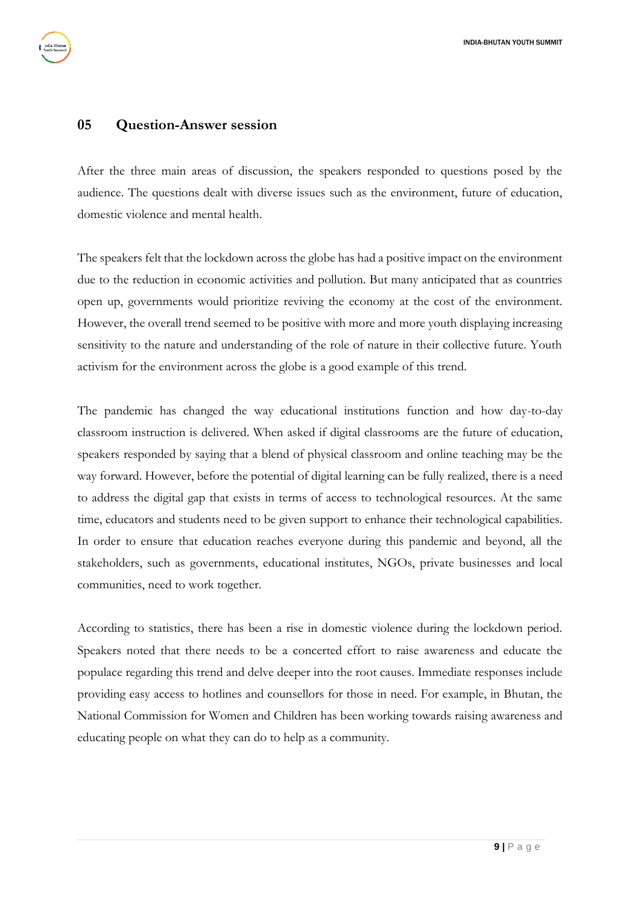## 05 Question-Answer session

After the three main areas of discussion, the speakers responded to questions posed by the audience. The questions dealt with diverse issues such as the environment, future of education, domestic violence and mental health.

The speakers felt that the lockdown across the globe has had a positive impact on the environment due to the reduction in economic activities and pollution. But many anticipated that as countries open up, governments would prioritize reviving the economy at the cost of the environment. However, the overall trend seemed to be positive with more and more youth displaying increasing sensitivity to the nature and understanding of the role of nature in their collective future. Youth activism for the environment across the globe is a good example of this trend.

The pandemic has changed the way educational institutions function and how day-to-day classroom instruction is delivered. When asked if digital classrooms are the future of education, speakers responded by saying that a blend of physical classroom and online teaching may be the way forward. However, before the potential of digital learning can be fully realized, there is a need to address the digital gap that exists in terms of access to technological resources. At the same time, educators and students need to be given support to enhance their technological capabilities. In order to ensure that education reaches everyone during this pandemic and beyond, all the stakeholders, such as governments, educational institutes, NGOs, private businesses and local communities, need to work together.

According to statistics, there has been a rise in domestic violence during the lockdown period. Speakers noted that there needs to be a concerted effort to raise awareness and educate the populace regarding this trend and delve deeper into the root causes. Immediate responses include providing easy access to hotlines and counsellors for those in need. For example, in Bhutan, the National Commission for Women and Children has been working towards raising awareness and educating people on what they can do to help as a community.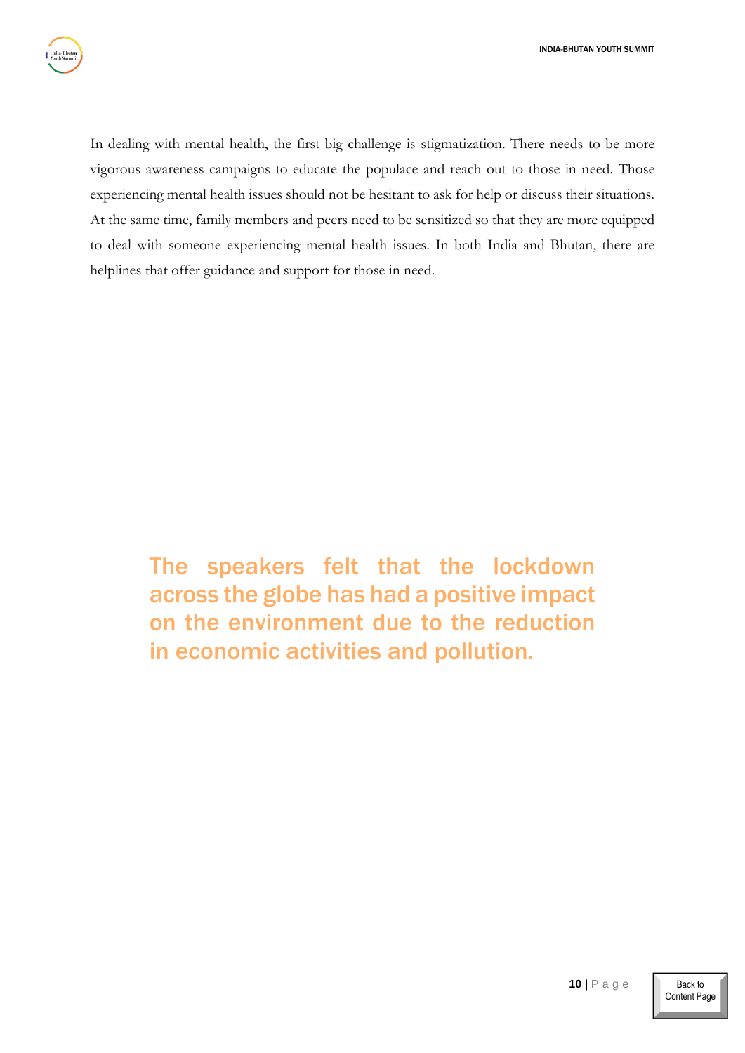In dealing with mental health, the first big challenge is stigmatization. There needs to be more vigorous awareness campaigns to educate the populace and reach out to those in need. Those experiencing mental health issues should not be hesitant to ask for help or discuss their situations. At the same time, family members and peers need to be sensitized so that they are more equipped to deal with someone experiencing mental health issues. In both India and Bhutan, there are helplines that offer guidance and support for those in need.

> **The speakers felt that the lockdown across the globe has had a positive impact on the environment due to the reduction in economic activities and pollution.**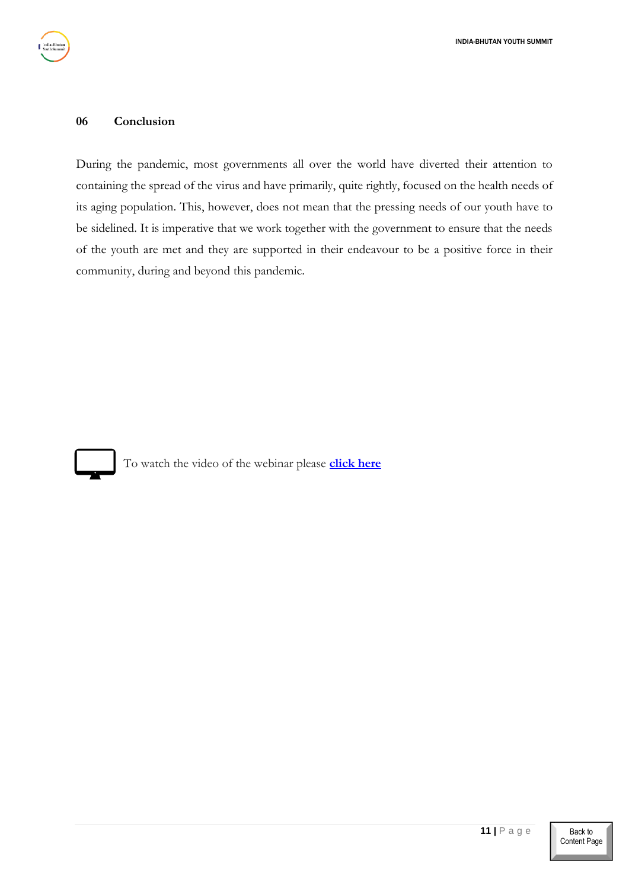## 06 Conclusion

During the pandemic, most governments all over the world have diverted their attention to containing the spread of the virus and have primarily, quite rightly, focused on the health needs of its aging population. This, however, does not mean that the pressing needs of our youth have to be sidelined. It is imperative that we work together with the government to ensure that the needs of the youth are met and they are supported in their endeavour to be a positive force in their community, during and beyond this pandemic.

To watch the video of the webinar please **click here**

Back to Content Page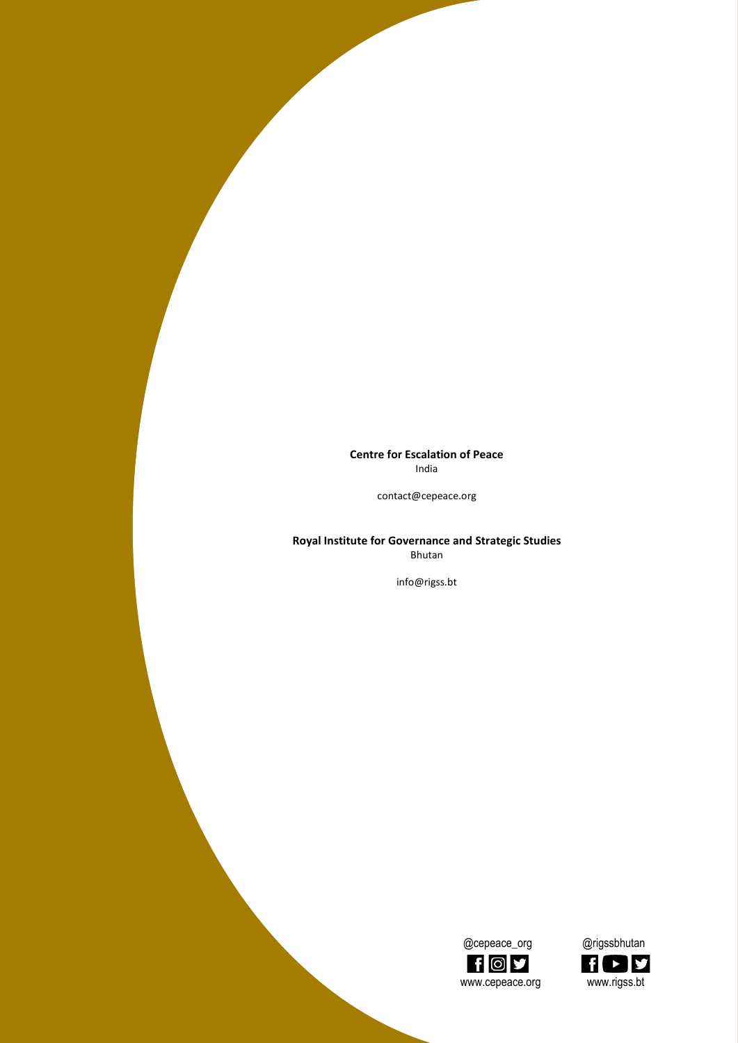**Centre for Escalation of Peace**
India

contact@cepeace.org

**Royal Institute for Governance and Strategic Studies**
Bhutan

info@rigss.bt

@cepeace_org
www.cepeace.org

@rigssbhutan
www.rigss.bt